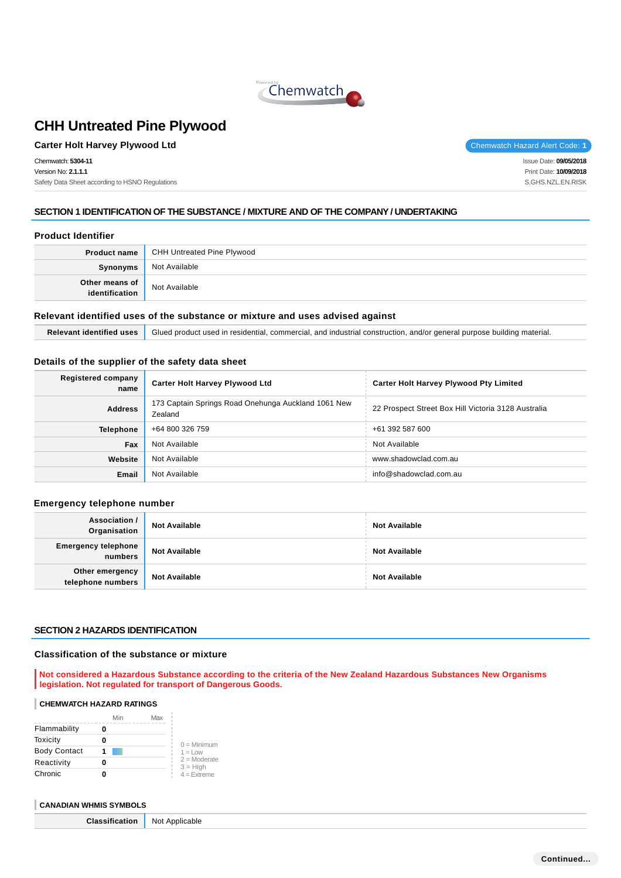# CHH Untreated Pine Plywood

**Carter Holt Harvey Plywood Ltd**

Chemwatch Hazard Alert Code: **1**

Chemwatch: **5304-11**
Version No: **2.1.1.1**
Safety Data Sheet according to HSNO Regulations

Issue Date: **09/05/2018**
Print Date: **10/09/2018**
S.GHS.NZL.EN.RISK

## SECTION 1 IDENTIFICATION OF THE SUBSTANCE / MIXTURE AND OF THE COMPANY / UNDERTAKING

### Product Identifier

| | |
|---|---|
| **Product name** | CHH Untreated Pine Plywood |
| **Synonyms** | Not Available |
| **Other means of identification** | Not Available |

### Relevant identified uses of the substance or mixture and uses advised against

| | |
|---|---|
| **Relevant identified uses** | Glued product used in residential, commercial, and industrial construction, and/or general purpose building material. |

### Details of the supplier of the safety data sheet

| | | |
|---|---|---|
| **Registered company name** | **Carter Holt Harvey Plywood Ltd** | **Carter Holt Harvey Plywood Pty Limited** |
| **Address** | 173 Captain Springs Road Onehunga Auckland 1061 New Zealand | 22 Prospect Street Box Hill Victoria 3128 Australia |
| **Telephone** | +64 800 326 759 | +61 392 587 600 |
| **Fax** | Not Available | Not Available |
| **Website** | Not Available | www.shadowclad.com.au |
| **Email** | Not Available | info@shadowclad.com.au |

### Emergency telephone number

| | | |
|---|---|---|
| **Association / Organisation** | **Not Available** | **Not Available** |
| **Emergency telephone numbers** | **Not Available** | **Not Available** |
| **Other emergency telephone numbers** | **Not Available** | **Not Available** |

## SECTION 2 HAZARDS IDENTIFICATION

### Classification of the substance or mixture

**Not considered a Hazardous Substance according to the criteria of the New Zealand Hazardous Substances New Organisms legislation. Not regulated for transport of Dangerous Goods.**

#### CHEMWATCH HAZARD RATINGS

| | Rating (Min–Max) |
|---|---|
| Flammability | 0 |
| Toxicity | 0 |
| Body Contact | 1 |
| Reactivity | 0 |
| Chronic | 0 |

0 = Minimum
1 = Low
2 = Moderate
3 = High
4 = Extreme

#### CANADIAN WHMIS SYMBOLS

| | |
|---|---|
| **Classification** | Not Applicable |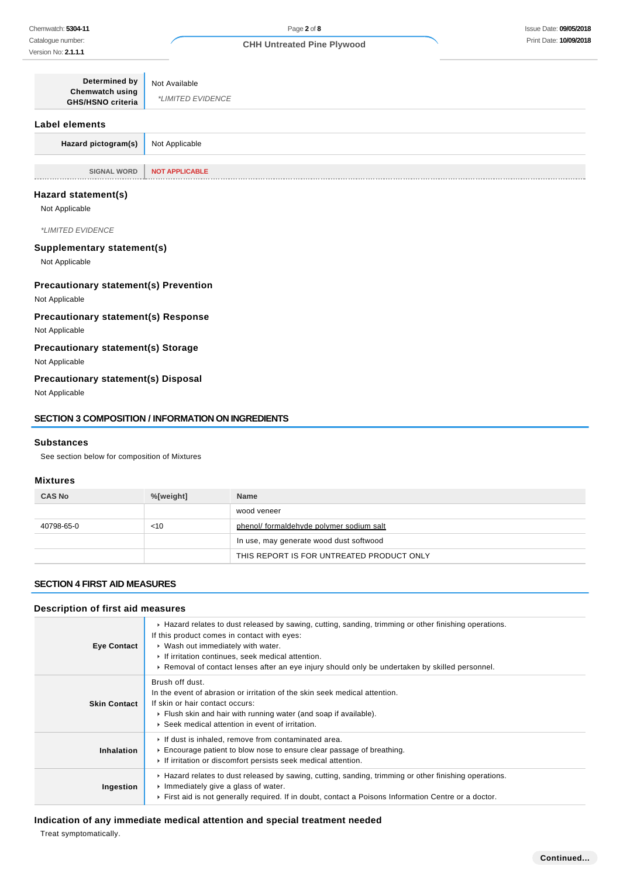| Determined by Chemwatch using GHS/HSNO criteria | Not Available<br>*LIMITED EVIDENCE |
|---|---|

## Label elements

| Hazard pictogram(s) | Not Applicable |
|---|---|

| SIGNAL WORD | NOT APPLICABLE |
|---|---|

### Hazard statement(s)

Not Applicable

*LIMITED EVIDENCE

### Supplementary statement(s)

Not Applicable

### Precautionary statement(s) Prevention

Not Applicable

### Precautionary statement(s) Response

Not Applicable

### Precautionary statement(s) Storage

Not Applicable

### Precautionary statement(s) Disposal

Not Applicable

## SECTION 3 COMPOSITION / INFORMATION ON INGREDIENTS

### Substances

See section below for composition of Mixtures

### Mixtures

| CAS No | %[weight] | Name |
|---|---|---|
| | | wood veneer |
| 40798-65-0 | <10 | phenol/ formaldehyde polymer sodium salt |
| | | In use, may generate wood dust softwood |
| | | THIS REPORT IS FOR UNTREATED PRODUCT ONLY |

## SECTION 4 FIRST AID MEASURES

### Description of first aid measures

| | |
|---|---|
| **Eye Contact** | ▸ Hazard relates to dust released by sawing, cutting, sanding, trimming or other finishing operations.<br>If this product comes in contact with eyes:<br>▸ Wash out immediately with water.<br>▸ If irritation continues, seek medical attention.<br>▸ Removal of contact lenses after an eye injury should only be undertaken by skilled personnel. |
| **Skin Contact** | Brush off dust.<br>In the event of abrasion or irritation of the skin seek medical attention.<br>If skin or hair contact occurs:<br>▸ Flush skin and hair with running water (and soap if available).<br>▸ Seek medical attention in event of irritation. |
| **Inhalation** | ▸ If dust is inhaled, remove from contaminated area.<br>▸ Encourage patient to blow nose to ensure clear passage of breathing.<br>▸ If irritation or discomfort persists seek medical attention. |
| **Ingestion** | ▸ Hazard relates to dust released by sawing, cutting, sanding, trimming or other finishing operations.<br>▸ Immediately give a glass of water.<br>▸ First aid is not generally required. If in doubt, contact a Poisons Information Centre or a doctor. |

### Indication of any immediate medical attention and special treatment needed

Treat symptomatically.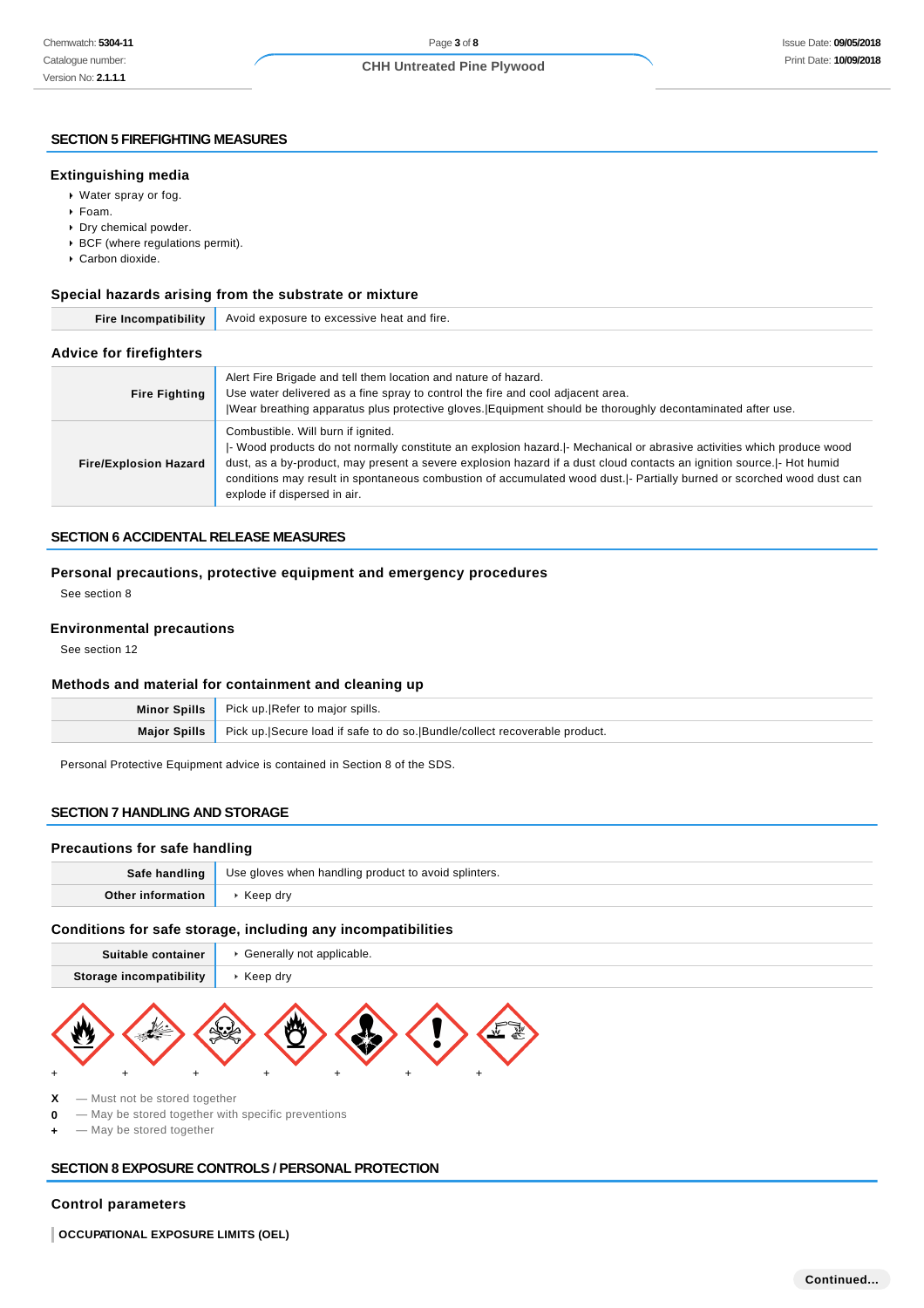## SECTION 5 FIREFIGHTING MEASURES

### Extinguishing media

- Water spray or fog.
- Foam.
- Dry chemical powder.
- BCF (where regulations permit).
- Carbon dioxide.

### Special hazards arising from the substrate or mixture

| Fire Incompatibility | Avoid exposure to excessive heat and fire. |
|---|---|

### Advice for firefighters

| Fire Fighting | Alert Fire Brigade and tell them location and nature of hazard.<br>Use water delivered as a fine spray to control the fire and cool adjacent area.<br>\|Wear breathing apparatus plus protective gloves.\|Equipment should be thoroughly decontaminated after use. |
|---|---|
| Fire/Explosion Hazard | Combustible. Will burn if ignited.<br>\|- Wood products do not normally constitute an explosion hazard.\|- Mechanical or abrasive activities which produce wood dust, as a by-product, may present a severe explosion hazard if a dust cloud contacts an ignition source.\|- Hot humid conditions may result in spontaneous combustion of accumulated wood dust.\|- Partially burned or scorched wood dust can explode if dispersed in air. |

## SECTION 6 ACCIDENTAL RELEASE MEASURES

### Personal precautions, protective equipment and emergency procedures

See section 8

### Environmental precautions

See section 12

### Methods and material for containment and cleaning up

| Minor Spills | Pick up.\|Refer to major spills. |
|---|---|
| Major Spills | Pick up.\|Secure load if safe to do so.\|Bundle/collect recoverable product. |

Personal Protective Equipment advice is contained in Section 8 of the SDS.

## SECTION 7 HANDLING AND STORAGE

### Precautions for safe handling

| Safe handling | Use gloves when handling product to avoid splinters. |
|---|---|
| Other information | - Keep dry |

### Conditions for safe storage, including any incompatibilities

| Suitable container | - Generally not applicable. |
|---|---|
| Storage incompatibility | - Keep dry |

| + | + | + | + | + | + | + |
|---|---|---|---|---|---|---|

**X** — Must not be stored together
**0** — May be stored together with specific preventions
**+** — May be stored together

## SECTION 8 EXPOSURE CONTROLS / PERSONAL PROTECTION

### Control parameters

**OCCUPATIONAL EXPOSURE LIMITS (OEL)**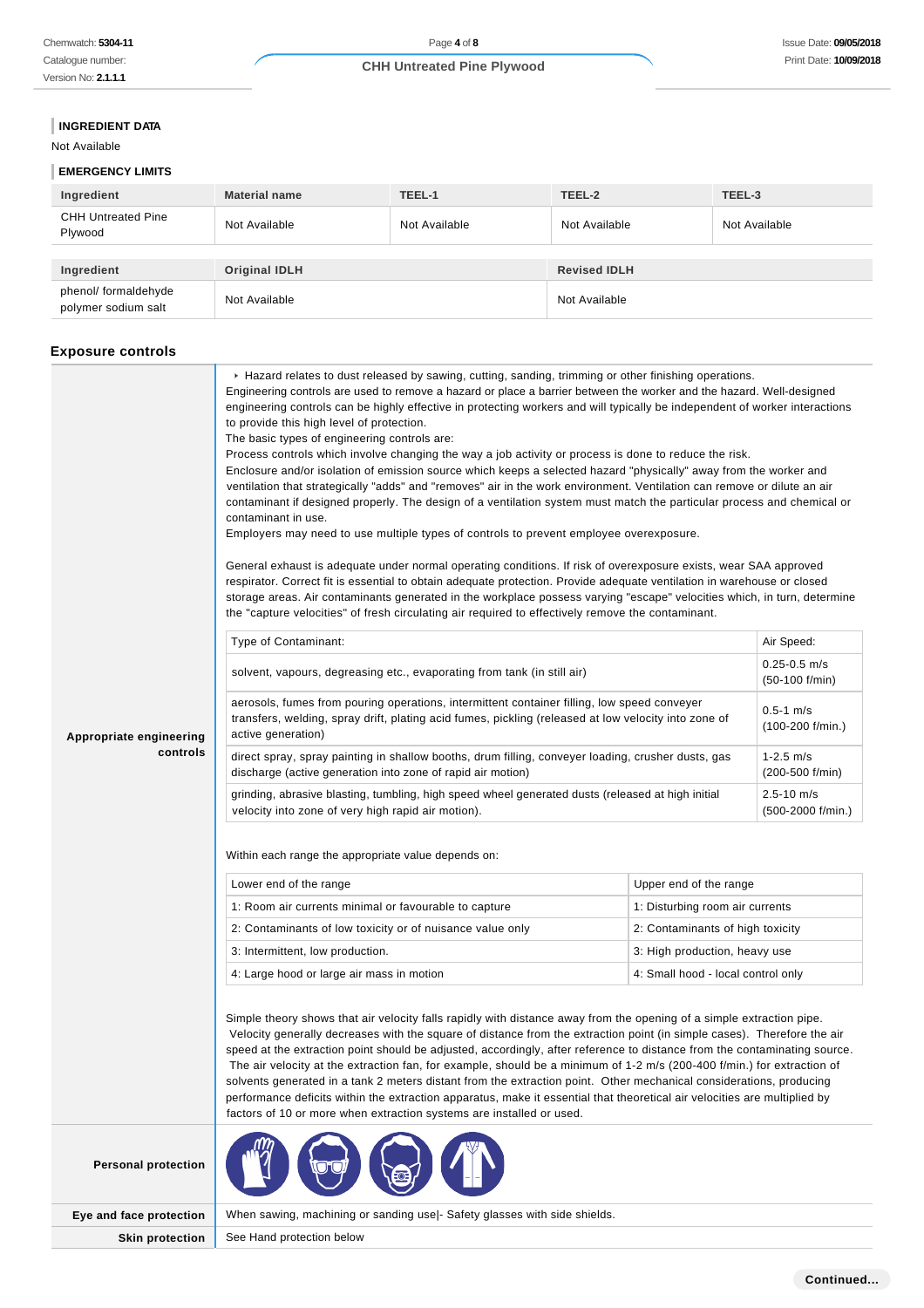### INGREDIENT DATA

Not Available

### EMERGENCY LIMITS

| Ingredient | Material name | TEEL-1 | TEEL-2 | TEEL-3 |
|---|---|---|---|---|
| CHH Untreated Pine Plywood | Not Available | Not Available | Not Available | Not Available |

| Ingredient | Original IDLH | Revised IDLH |
|---|---|---|
| phenol/ formaldehyde polymer sodium salt | Not Available | Not Available |

## Exposure controls

**Appropriate engineering controls**

‣ Hazard relates to dust released by sawing, cutting, sanding, trimming or other finishing operations.
Engineering controls are used to remove a hazard or place a barrier between the worker and the hazard. Well-designed engineering controls can be highly effective in protecting workers and will typically be independent of worker interactions to provide this high level of protection.
The basic types of engineering controls are:
Process controls which involve changing the way a job activity or process is done to reduce the risk.
Enclosure and/or isolation of emission source which keeps a selected hazard "physically" away from the worker and ventilation that strategically "adds" and "removes" air in the work environment. Ventilation can remove or dilute an air contaminant if designed properly. The design of a ventilation system must match the particular process and chemical or contaminant in use.
Employers may need to use multiple types of controls to prevent employee overexposure.

General exhaust is adequate under normal operating conditions. If risk of overexposure exists, wear SAA approved respirator. Correct fit is essential to obtain adequate protection. Provide adequate ventilation in warehouse or closed storage areas. Air contaminants generated in the workplace possess varying "escape" velocities which, in turn, determine the "capture velocities" of fresh circulating air required to effectively remove the contaminant.

| Type of Contaminant: | Air Speed: |
|---|---|
| solvent, vapours, degreasing etc., evaporating from tank (in still air) | 0.25-0.5 m/s (50-100 f/min) |
| aerosols, fumes from pouring operations, intermittent container filling, low speed conveyer transfers, welding, spray drift, plating acid fumes, pickling (released at low velocity into zone of active generation) | 0.5-1 m/s (100-200 f/min.) |
| direct spray, spray painting in shallow booths, drum filling, conveyer loading, crusher dusts, gas discharge (active generation into zone of rapid air motion) | 1-2.5 m/s (200-500 f/min) |
| grinding, abrasive blasting, tumbling, high speed wheel generated dusts (released at high initial velocity into zone of very high rapid air motion). | 2.5-10 m/s (500-2000 f/min.) |

Within each range the appropriate value depends on:

| Lower end of the range | Upper end of the range |
|---|---|
| 1: Room air currents minimal or favourable to capture | 1: Disturbing room air currents |
| 2: Contaminants of low toxicity or of nuisance value only | 2: Contaminants of high toxicity |
| 3: Intermittent, low production. | 3: High production, heavy use |
| 4: Large hood or large air mass in motion | 4: Small hood - local control only |

Simple theory shows that air velocity falls rapidly with distance away from the opening of a simple extraction pipe. Velocity generally decreases with the square of distance from the extraction point (in simple cases). Therefore the air speed at the extraction point should be adjusted, accordingly, after reference to distance from the contaminating source. The air velocity at the extraction fan, for example, should be a minimum of 1-2 m/s (200-400 f/min.) for extraction of solvents generated in a tank 2 meters distant from the extraction point. Other mechanical considerations, producing performance deficits within the extraction apparatus, make it essential that theoretical air velocities are multiplied by factors of 10 or more when extraction systems are installed or used.

**Personal protection**

**Eye and face protection:** When sawing, machining or sanding use|- Safety glasses with side shields.

**Skin protection:** See Hand protection below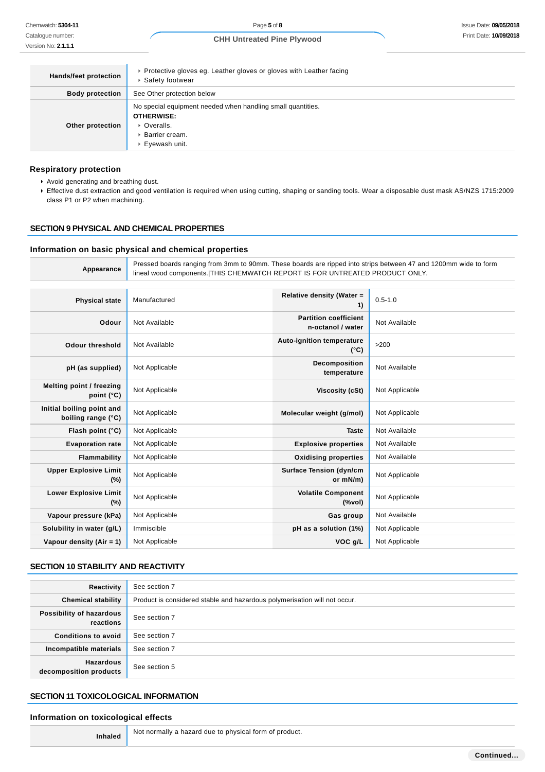| | |
|---|---|
| **Hands/feet protection** | ‣ Protective gloves eg. Leather gloves or gloves with Leather facing<br>‣ Safety footwear |
| **Body protection** | See Other protection below |
| **Other protection** | No special equipment needed when handling small quantities.<br>**OTHERWISE:**<br>‣ Overalls.<br>‣ Barrier cream.<br>‣ Eyewash unit. |

### Respiratory protection

- Avoid generating and breathing dust.
- Effective dust extraction and good ventilation is required when using cutting, shaping or sanding tools. Wear a disposable dust mask AS/NZS 1715:2009 class P1 or P2 when machining.

## SECTION 9 PHYSICAL AND CHEMICAL PROPERTIES

### Information on basic physical and chemical properties

| | |
|---|---|
| **Appearance** | Pressed boards ranging from 3mm to 90mm. These boards are ripped into strips between 47 and 1200mm wide to form lineal wood components.\|THIS CHEMWATCH REPORT IS FOR UNTREATED PRODUCT ONLY. |

| | | | |
|---|---|---|---|
| **Physical state** | Manufactured | **Relative density (Water = 1)** | 0.5-1.0 |
| **Odour** | Not Available | **Partition coefficient n-octanol / water** | Not Available |
| **Odour threshold** | Not Available | **Auto-ignition temperature (°C)** | >200 |
| **pH (as supplied)** | Not Applicable | **Decomposition temperature** | Not Available |
| **Melting point / freezing point (°C)** | Not Applicable | **Viscosity (cSt)** | Not Applicable |
| **Initial boiling point and boiling range (°C)** | Not Applicable | **Molecular weight (g/mol)** | Not Applicable |
| **Flash point (°C)** | Not Applicable | **Taste** | Not Available |
| **Evaporation rate** | Not Applicable | **Explosive properties** | Not Available |
| **Flammability** | Not Applicable | **Oxidising properties** | Not Available |
| **Upper Explosive Limit (%)** | Not Applicable | **Surface Tension (dyn/cm or mN/m)** | Not Applicable |
| **Lower Explosive Limit (%)** | Not Applicable | **Volatile Component (%vol)** | Not Applicable |
| **Vapour pressure (kPa)** | Not Applicable | **Gas group** | Not Available |
| **Solubility in water (g/L)** | Immiscible | **pH as a solution (1%)** | Not Applicable |
| **Vapour density (Air = 1)** | Not Applicable | **VOC g/L** | Not Applicable |

## SECTION 10 STABILITY AND REACTIVITY

| | |
|---|---|
| **Reactivity** | See section 7 |
| **Chemical stability** | Product is considered stable and hazardous polymerisation will not occur. |
| **Possibility of hazardous reactions** | See section 7 |
| **Conditions to avoid** | See section 7 |
| **Incompatible materials** | See section 7 |
| **Hazardous decomposition products** | See section 5 |

## SECTION 11 TOXICOLOGICAL INFORMATION

### Information on toxicological effects

| | |
|---|---|
| **Inhaled** | Not normally a hazard due to physical form of product. |

**Continued...**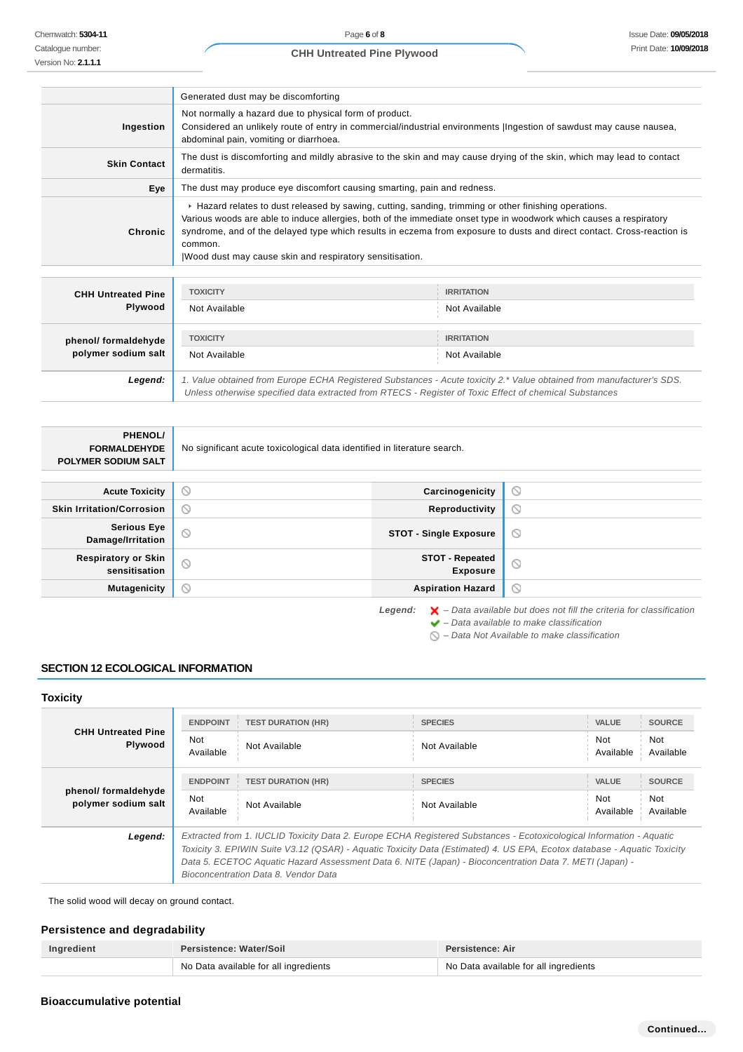| | |
|---|---|
| | Generated dust may be discomforting |
| **Ingestion** | Not normally a hazard due to physical form of product.<br>Considered an unlikely route of entry in commercial/industrial environments \|Ingestion of sawdust may cause nausea, abdominal pain, vomiting or diarrhoea. |
| **Skin Contact** | The dust is discomforting and mildly abrasive to the skin and may cause drying of the skin, which may lead to contact dermatitis. |
| **Eye** | The dust may produce eye discomfort causing smarting, pain and redness. |
| **Chronic** | ▸ Hazard relates to dust released by sawing, cutting, sanding, trimming or other finishing operations.<br>Various woods are able to induce allergies, both of the immediate onset type in woodwork which causes a respiratory syndrome, and of the delayed type which results in eczema from exposure to dusts and direct contact. Cross-reaction is common.<br>\|Wood dust may cause skin and respiratory sensitisation. |

| | TOXICITY | IRRITATION |
|---|---|---|
| **CHH Untreated Pine Plywood** | Not Available | Not Available |
| **phenol/ formaldehyde polymer sodium salt** | TOXICITY | IRRITATION |
| | Not Available | Not Available |
| ***Legend:*** | *1. Value obtained from Europe ECHA Registered Substances - Acute toxicity 2.* Value obtained from manufacturer's SDS. Unless otherwise specified data extracted from RTECS - Register of Toxic Effect of chemical Substances* | |

| | |
|---|---|
| **PHENOL/ FORMALDEHYDE POLYMER SODIUM SALT** | No significant acute toxicological data identified in literature search. |

| | | | |
|---|---|---|---|
| **Acute Toxicity** | ⃠ | **Carcinogenicity** | ⃠ |
| **Skin Irritation/Corrosion** | ⃠ | **Reproductivity** | ⃠ |
| **Serious Eye Damage/Irritation** | ⃠ | **STOT - Single Exposure** | ⃠ |
| **Respiratory or Skin sensitisation** | ⃠ | **STOT - Repeated Exposure** | ⃠ |
| **Mutagenicity** | ⃠ | **Aspiration Hazard** | ⃠ |

***Legend:***
- ✘ *– Data available but does not fill the criteria for classification*
- ✔ *– Data available to make classification*
- ⃠ *– Data Not Available to make classification*

## SECTION 12 ECOLOGICAL INFORMATION

### Toxicity

| | ENDPOINT | TEST DURATION (HR) | SPECIES | VALUE | SOURCE |
|---|---|---|---|---|---|
| **CHH Untreated Pine Plywood** | Not Available | Not Available | Not Available | Not Available | Not Available |
| **phenol/ formaldehyde polymer sodium salt** | ENDPOINT | TEST DURATION (HR) | SPECIES | VALUE | SOURCE |
| | Not Available | Not Available | Not Available | Not Available | Not Available |
| ***Legend:*** | *Extracted from 1. IUCLID Toxicity Data 2. Europe ECHA Registered Substances - Ecotoxicological Information - Aquatic Toxicity 3. EPIWIN Suite V3.12 (QSAR) - Aquatic Toxicity Data (Estimated) 4. US EPA, Ecotox database - Aquatic Toxicity Data 5. ECETOC Aquatic Hazard Assessment Data 6. NITE (Japan) - Bioconcentration Data 7. METI (Japan) - Bioconcentration Data 8. Vendor Data* | | | | |

The solid wood will decay on ground contact.

### Persistence and degradability

| Ingredient | Persistence: Water/Soil | Persistence: Air |
|---|---|---|
| | No Data available for all ingredients | No Data available for all ingredients |

### Bioaccumulative potential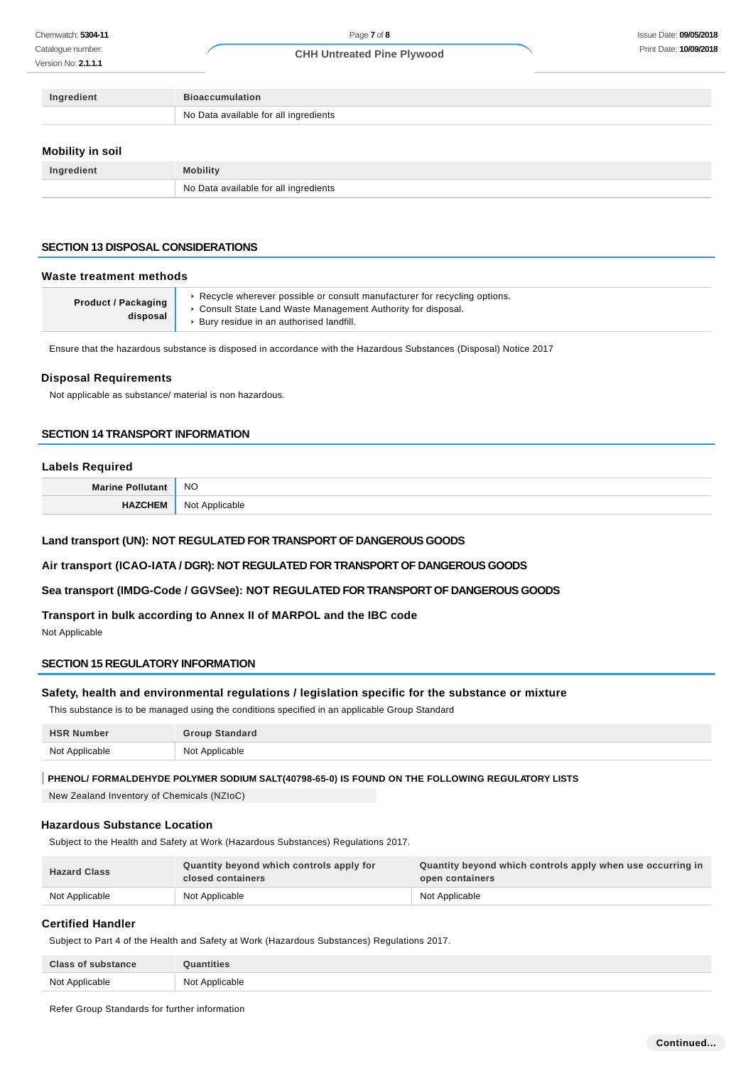| Ingredient | Bioaccumulation |
| --- | --- |
| | No Data available for all ingredients |

### Mobility in soil

| Ingredient | Mobility |
| --- | --- |
| | No Data available for all ingredients |

## SECTION 13 DISPOSAL CONSIDERATIONS

### Waste treatment methods

| | |
| --- | --- |
| **Product / Packaging disposal** | ▸ Recycle wherever possible or consult manufacturer for recycling options.<br>▸ Consult State Land Waste Management Authority for disposal.<br>▸ Bury residue in an authorised landfill. |

Ensure that the hazardous substance is disposed in accordance with the Hazardous Substances (Disposal) Notice 2017

### Disposal Requirements

Not applicable as substance/ material is non hazardous.

## SECTION 14 TRANSPORT INFORMATION

### Labels Required

| | |
| --- | --- |
| **Marine Pollutant** | NO |
| **HAZCHEM** | Not Applicable |

### Land transport (UN): NOT REGULATED FOR TRANSPORT OF DANGEROUS GOODS

### Air transport (ICAO-IATA / DGR): NOT REGULATED FOR TRANSPORT OF DANGEROUS GOODS

### Sea transport (IMDG-Code / GGVSee): NOT REGULATED FOR TRANSPORT OF DANGEROUS GOODS

### Transport in bulk according to Annex II of MARPOL and the IBC code

Not Applicable

## SECTION 15 REGULATORY INFORMATION

### Safety, health and environmental regulations / legislation specific for the substance or mixture

This substance is to be managed using the conditions specified in an applicable Group Standard

| HSR Number | Group Standard |
| --- | --- |
| Not Applicable | Not Applicable |

**PHENOL/ FORMALDEHYDE POLYMER SODIUM SALT(40798-65-0) IS FOUND ON THE FOLLOWING REGULATORY LISTS**

New Zealand Inventory of Chemicals (NZIoC)

### Hazardous Substance Location

Subject to the Health and Safety at Work (Hazardous Substances) Regulations 2017.

| Hazard Class | Quantity beyond which controls apply for closed containers | Quantity beyond which controls apply when use occurring in open containers |
| --- | --- | --- |
| Not Applicable | Not Applicable | Not Applicable |

### Certified Handler

Subject to Part 4 of the Health and Safety at Work (Hazardous Substances) Regulations 2017.

| Class of substance | Quantities |
| --- | --- |
| Not Applicable | Not Applicable |

Refer Group Standards for further information

**Continued...**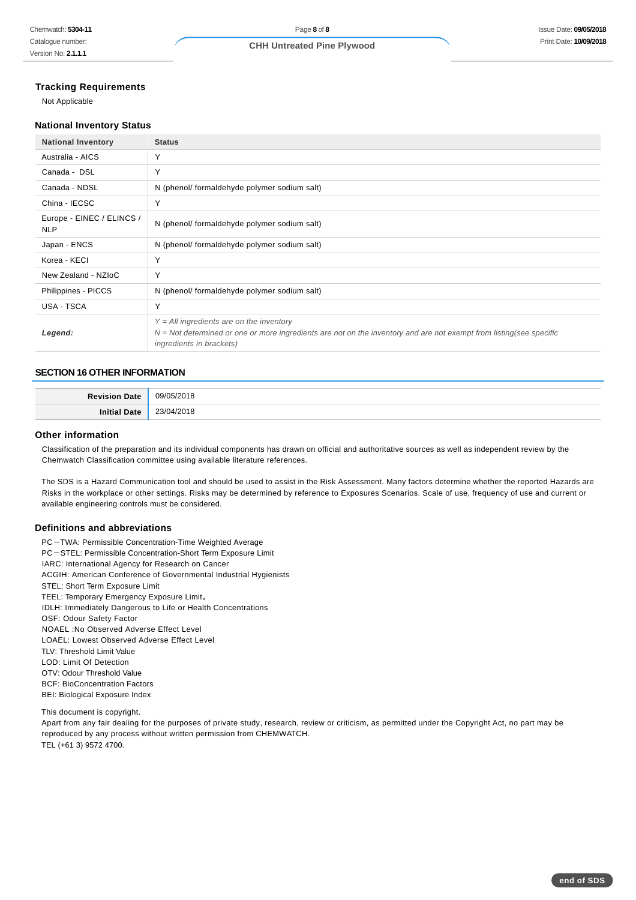### Tracking Requirements

Not Applicable

### National Inventory Status

| National Inventory | Status |
|---|---|
| Australia - AICS | Y |
| Canada - DSL | Y |
| Canada - NDSL | N (phenol/ formaldehyde polymer sodium salt) |
| China - IECSC | Y |
| Europe - EINEC / ELINCS / NLP | N (phenol/ formaldehyde polymer sodium salt) |
| Japan - ENCS | N (phenol/ formaldehyde polymer sodium salt) |
| Korea - KECI | Y |
| New Zealand - NZIoC | Y |
| Philippines - PICCS | N (phenol/ formaldehyde polymer sodium salt) |
| USA - TSCA | Y |
| ***Legend:*** | *Y = All ingredients are on the inventory*<br>*N = Not determined or one or more ingredients are not on the inventory and are not exempt from listing(see specific ingredients in brackets)* |

## SECTION 16 OTHER INFORMATION

| | |
|---|---|
| **Revision Date** | 09/05/2018 |
| **Initial Date** | 23/04/2018 |

### Other information

Classification of the preparation and its individual components has drawn on official and authoritative sources as well as independent review by the Chemwatch Classification committee using available literature references.

The SDS is a Hazard Communication tool and should be used to assist in the Risk Assessment. Many factors determine whether the reported Hazards are Risks in the workplace or other settings. Risks may be determined by reference to Exposures Scenarios. Scale of use, frequency of use and current or available engineering controls must be considered.

### Definitions and abbreviations

PC－TWA: Permissible Concentration-Time Weighted Average
PC－STEL: Permissible Concentration-Short Term Exposure Limit
IARC: International Agency for Research on Cancer
ACGIH: American Conference of Governmental Industrial Hygienists
STEL: Short Term Exposure Limit
TEEL: Temporary Emergency Exposure Limit。
IDLH: Immediately Dangerous to Life or Health Concentrations
OSF: Odour Safety Factor
NOAEL :No Observed Adverse Effect Level
LOAEL: Lowest Observed Adverse Effect Level
TLV: Threshold Limit Value
LOD: Limit Of Detection
OTV: Odour Threshold Value
BCF: BioConcentration Factors
BEI: Biological Exposure Index

This document is copyright.
Apart from any fair dealing for the purposes of private study, research, review or criticism, as permitted under the Copyright Act, no part may be reproduced by any process without written permission from CHEMWATCH.
TEL (+61 3) 9572 4700.

end of SDS